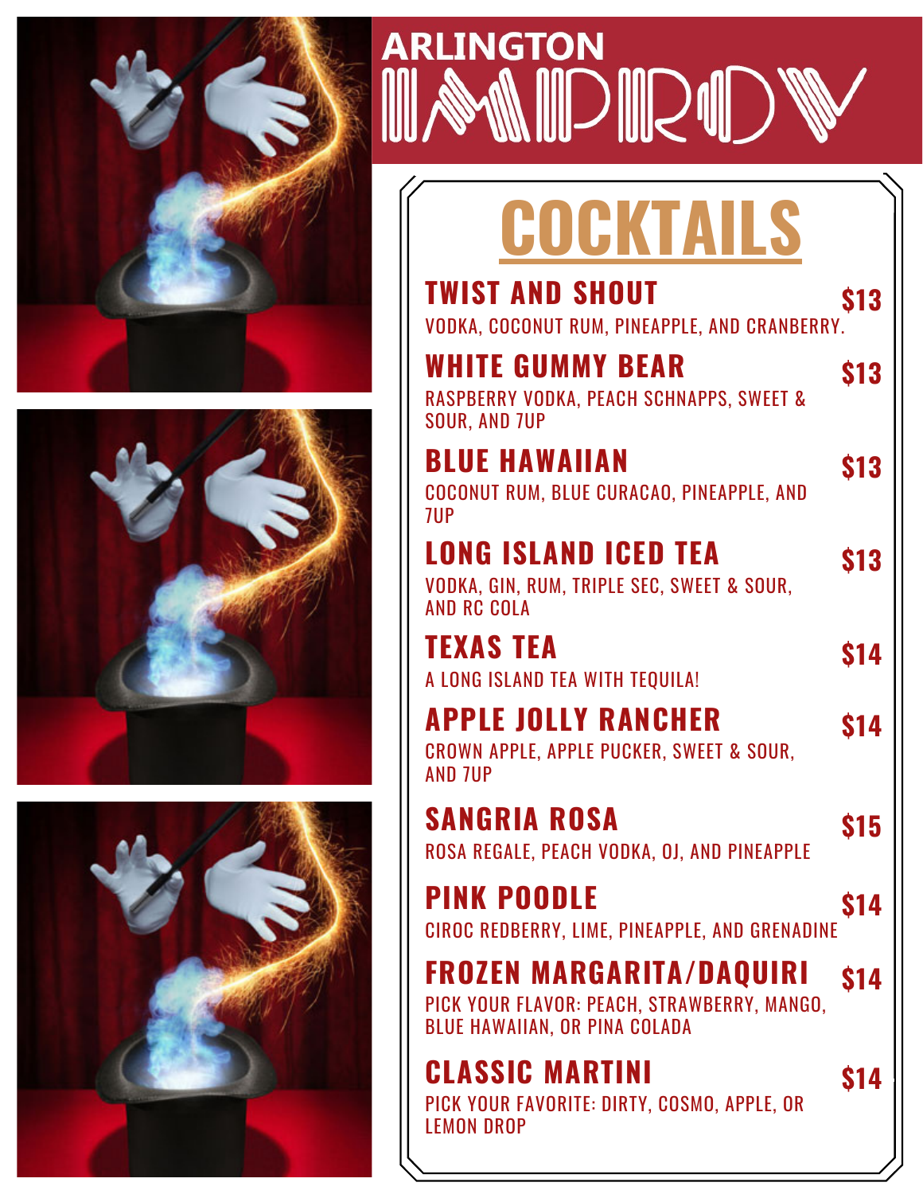# ARLINGTON IMPROV

## COCKTAILS

### TWIST AND SHOUT — $13
VODKA, COCONUT RUM, PINEAPPLE, AND CRANBERRY.

### WHITE GUMMY BEAR — $13
RASPBERRY VODKA, PEACH SCHNAPPS, SWEET & SOUR, AND 7UP

### BLUE HAWAIIAN — $13
COCONUT RUM, BLUE CURACAO, PINEAPPLE, AND 7UP

### LONG ISLAND ICED TEA — $13
VODKA, GIN, RUM, TRIPLE SEC, SWEET & SOUR, AND RC COLA

### TEXAS TEA — $14
A LONG ISLAND TEA WITH TEQUILA!

### APPLE JOLLY RANCHER — $14
CROWN APPLE, APPLE PUCKER, SWEET & SOUR, AND 7UP

### SANGRIA ROSA — $15
ROSA REGALE, PEACH VODKA, OJ, AND PINEAPPLE

### PINK POODLE — $14
CIROC REDBERRY, LIME, PINEAPPLE, AND GRENADINE

### FROZEN MARGARITA/DAQUIRI — $14
PICK YOUR FLAVOR: PEACH, STRAWBERRY, MANGO, BLUE HAWAIIAN, OR PINA COLADA

### CLASSIC MARTINI — $14
PICK YOUR FAVORITE: DIRTY, COSMO, APPLE, OR LEMON DROP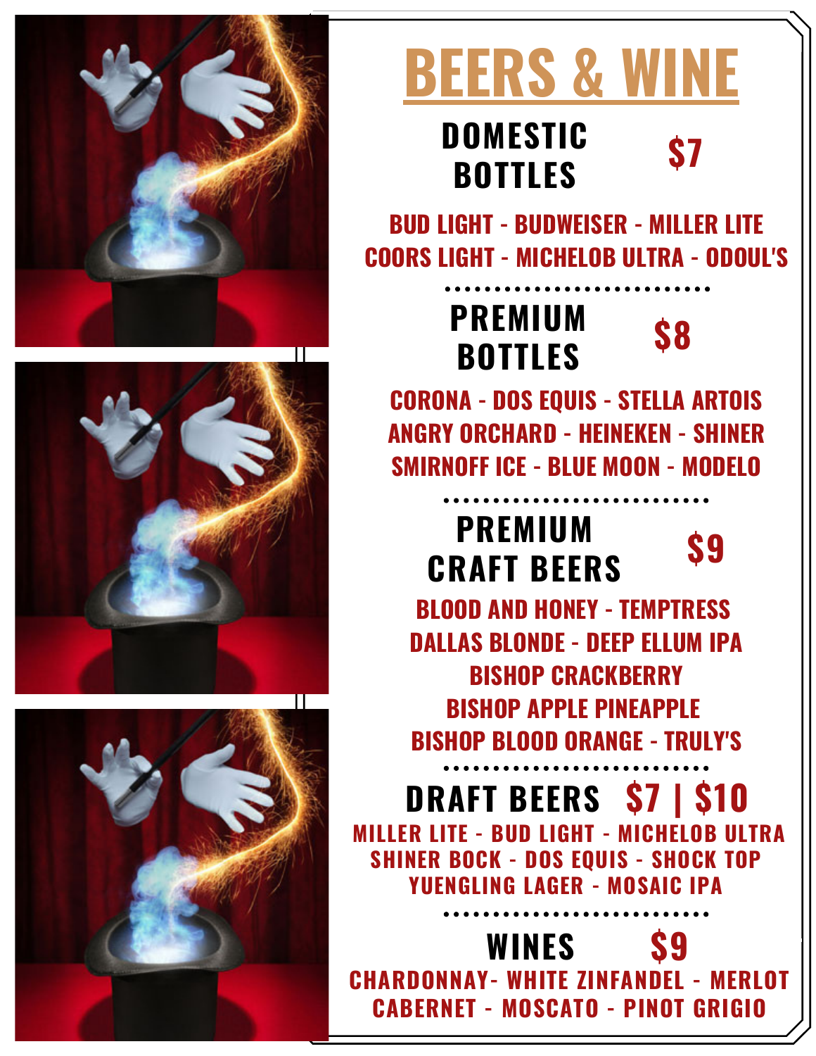# BEERS & WINE

## DOMESTIC BOTTLES $7

BUD LIGHT - BUDWEISER - MILLER LITE
COORS LIGHT - MICHELOB ULTRA - ODOUL'S

## PREMIUM BOTTLES $8

CORONA - DOS EQUIS - STELLA ARTOIS
ANGRY ORCHARD - HEINEKEN - SHINER
SMIRNOFF ICE - BLUE MOON - MODELO

## PREMIUM CRAFT BEERS $9

BLOOD AND HONEY - TEMPTRESS
DALLAS BLONDE - DEEP ELLUM IPA
BISHOP CRACKBERRY
BISHOP APPLE PINEAPPLE
BISHOP BLOOD ORANGE - TRULY'S

## DRAFT BEERS $7 | $10

MILLER LITE - BUD LIGHT - MICHELOB ULTRA
SHINER BOCK - DOS EQUIS - SHOCK TOP
YUENGLING LAGER - MOSAIC IPA

## WINES $9

CHARDONNAY- WHITE ZINFANDEL - MERLOT
CABERNET - MOSCATO - PINOT GRIGIO